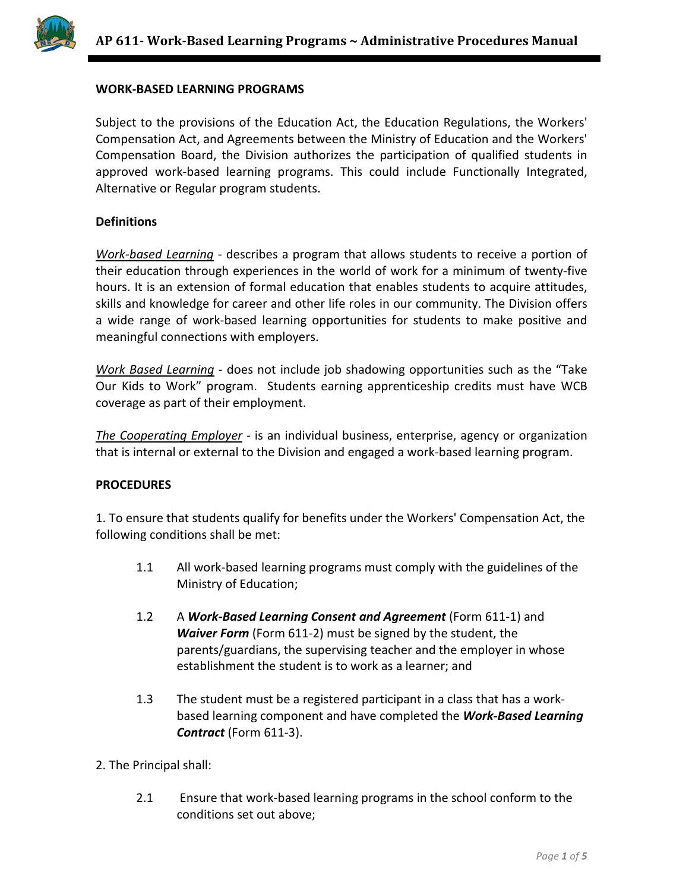# AP 611- Work-Based Learning Programs ~ Administrative Procedures Manual

## WORK-BASED LEARNING PROGRAMS

Subject to the provisions of the Education Act, the Education Regulations, the Workers' Compensation Act, and Agreements between the Ministry of Education and the Workers' Compensation Board, the Division authorizes the participation of qualified students in approved work-based learning programs. This could include Functionally Integrated, Alternative or Regular program students.

### Definitions

*Work-based Learning* - describes a program that allows students to receive a portion of their education through experiences in the world of work for a minimum of twenty-five hours. It is an extension of formal education that enables students to acquire attitudes, skills and knowledge for career and other life roles in our community. The Division offers a wide range of work-based learning opportunities for students to make positive and meaningful connections with employers.

*Work Based Learning* - does not include job shadowing opportunities such as the "Take Our Kids to Work" program. Students earning apprenticeship credits must have WCB coverage as part of their employment.

*The Cooperating Employer* - is an individual business, enterprise, agency or organization that is internal or external to the Division and engaged a work-based learning program.

### PROCEDURES

1. To ensure that students qualify for benefits under the Workers' Compensation Act, the following conditions shall be met:

   1.1 All work-based learning programs must comply with the guidelines of the Ministry of Education;

   1.2 A ***Work-Based Learning Consent and Agreement*** (Form 611-1) and ***Waiver Form*** (Form 611-2) must be signed by the student, the parents/guardians, the supervising teacher and the employer in whose establishment the student is to work as a learner; and

   1.3 The student must be a registered participant in a class that has a work-based learning component and have completed the ***Work-Based Learning Contract*** (Form 611-3).

2. The Principal shall:

   2.1 Ensure that work-based learning programs in the school conform to the conditions set out above;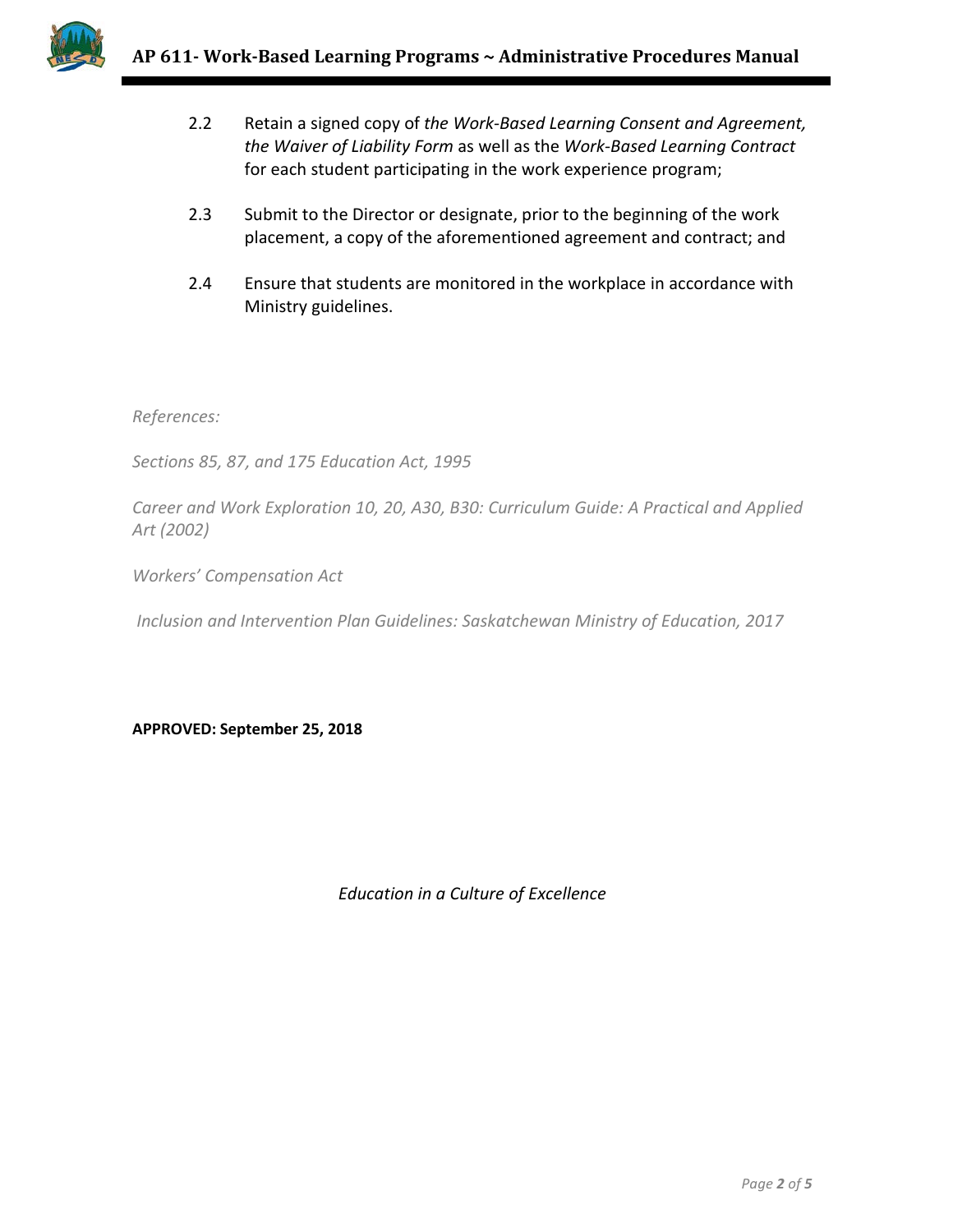2.2 Retain a signed copy of *the Work-Based Learning Consent and Agreement, the Waiver of Liability Form* as well as the *Work-Based Learning Contract* for each student participating in the work experience program;

2.3 Submit to the Director or designate, prior to the beginning of the work placement, a copy of the aforementioned agreement and contract; and

2.4 Ensure that students are monitored in the workplace in accordance with Ministry guidelines.

*References:*

*Sections 85, 87, and 175 Education Act, 1995*

*Career and Work Exploration 10, 20, A30, B30: Curriculum Guide: A Practical and Applied Art (2002)*

*Workers' Compensation Act*

*Inclusion and Intervention Plan Guidelines: Saskatchewan Ministry of Education, 2017*

**APPROVED: September 25, 2018**

*Education in a Culture of Excellence*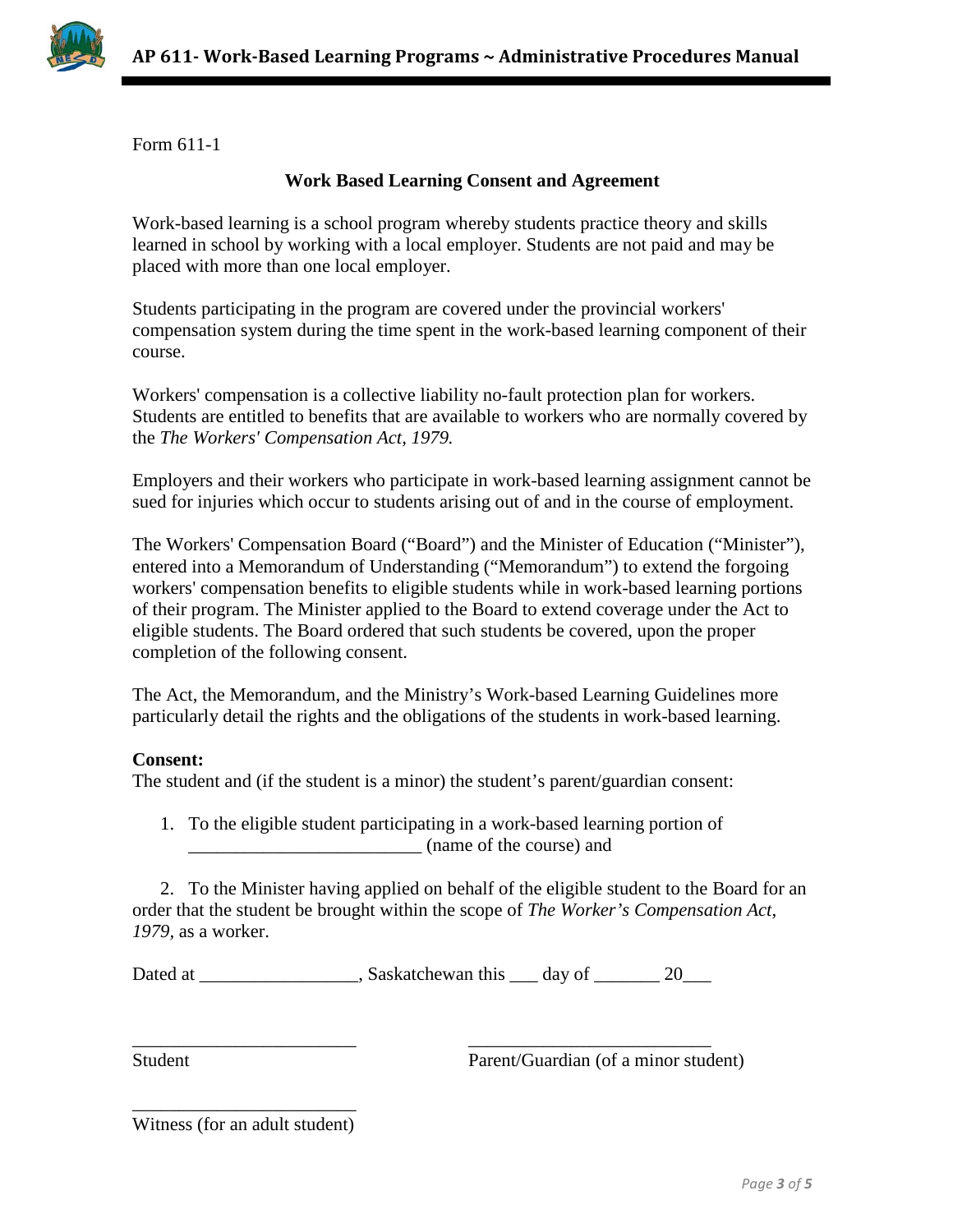Form 611-1

**Work Based Learning Consent and Agreement**

Work-based learning is a school program whereby students practice theory and skills learned in school by working with a local employer. Students are not paid and may be placed with more than one local employer.

Students participating in the program are covered under the provincial workers' compensation system during the time spent in the work-based learning component of their course.

Workers' compensation is a collective liability no-fault protection plan for workers. Students are entitled to benefits that are available to workers who are normally covered by the *The Workers' Compensation Act, 1979.*

Employers and their workers who participate in work-based learning assignment cannot be sued for injuries which occur to students arising out of and in the course of employment.

The Workers' Compensation Board ("Board") and the Minister of Education ("Minister"), entered into a Memorandum of Understanding ("Memorandum") to extend the forgoing workers' compensation benefits to eligible students while in work-based learning portions of their program. The Minister applied to the Board to extend coverage under the Act to eligible students. The Board ordered that such students be covered, upon the proper completion of the following consent.

The Act, the Memorandum, and the Ministry's Work-based Learning Guidelines more particularly detail the rights and the obligations of the students in work-based learning.

**Consent:**
The student and (if the student is a minor) the student's parent/guardian consent:

1. To the eligible student participating in a work-based learning portion of _________________________ (name of the course) and

2. To the Minister having applied on behalf of the eligible student to the Board for an order that the student be brought within the scope of *The Worker's Compensation Act, 1979,* as a worker.

Dated at _________________, Saskatchewan this ___ day of _______ 20___

________________________ ________________________

Student Parent/Guardian (of a minor student)

________________________

Witness (for an adult student)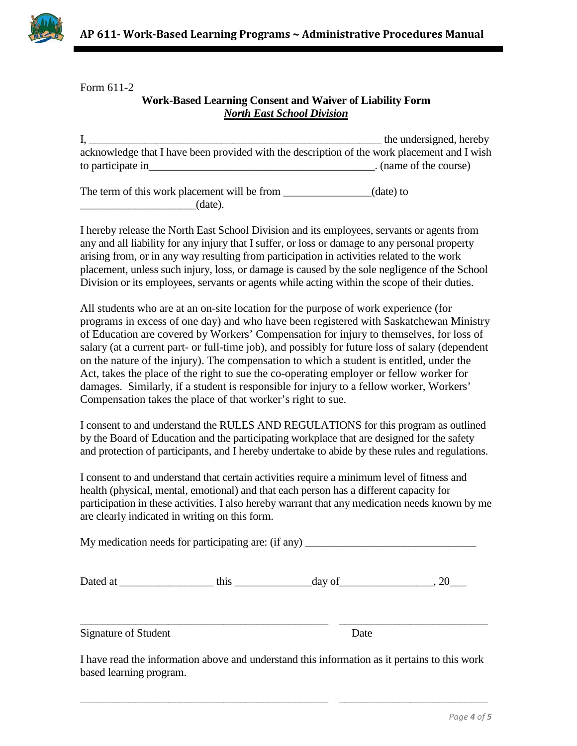Form 611-2

**Work-Based Learning Consent and Waiver of Liability Form**
***North East School Division***

I, ______________________________________________________ the undersigned, hereby acknowledge that I have been provided with the description of the work placement and I wish to participate in_________________________________________. (name of the course)

The term of this work placement will be from _______________(date) to _____________________(date).

I hereby release the North East School Division and its employees, servants or agents from any and all liability for any injury that I suffer, or loss or damage to any personal property arising from, or in any way resulting from participation in activities related to the work placement, unless such injury, loss, or damage is caused by the sole negligence of the School Division or its employees, servants or agents while acting within the scope of their duties.

All students who are at an on-site location for the purpose of work experience (for programs in excess of one day) and who have been registered with Saskatchewan Ministry of Education are covered by Workers' Compensation for injury to themselves, for loss of salary (at a current part- or full-time job), and possibly for future loss of salary (dependent on the nature of the injury). The compensation to which a student is entitled, under the Act, takes the place of the right to sue the co-operating employer or fellow worker for damages. Similarly, if a student is responsible for injury to a fellow worker, Workers' Compensation takes the place of that worker's right to sue.

I consent to and understand the RULES AND REGULATIONS for this program as outlined by the Board of Education and the participating workplace that are designed for the safety and protection of participants, and I hereby undertake to abide by these rules and regulations.

I consent to and understand that certain activities require a minimum level of fitness and health (physical, mental, emotional) and that each person has a different capacity for participation in these activities. I also hereby warrant that any medication needs known by me are clearly indicated in writing on this form.

My medication needs for participating are: (if any) _______________________________

Dated at ________________ this _____________day of________________, 20___

______________________________________________ ___________________________

Signature of Student Date

I have read the information above and understand this information as it pertains to this work based learning program.

______________________________________________ ___________________________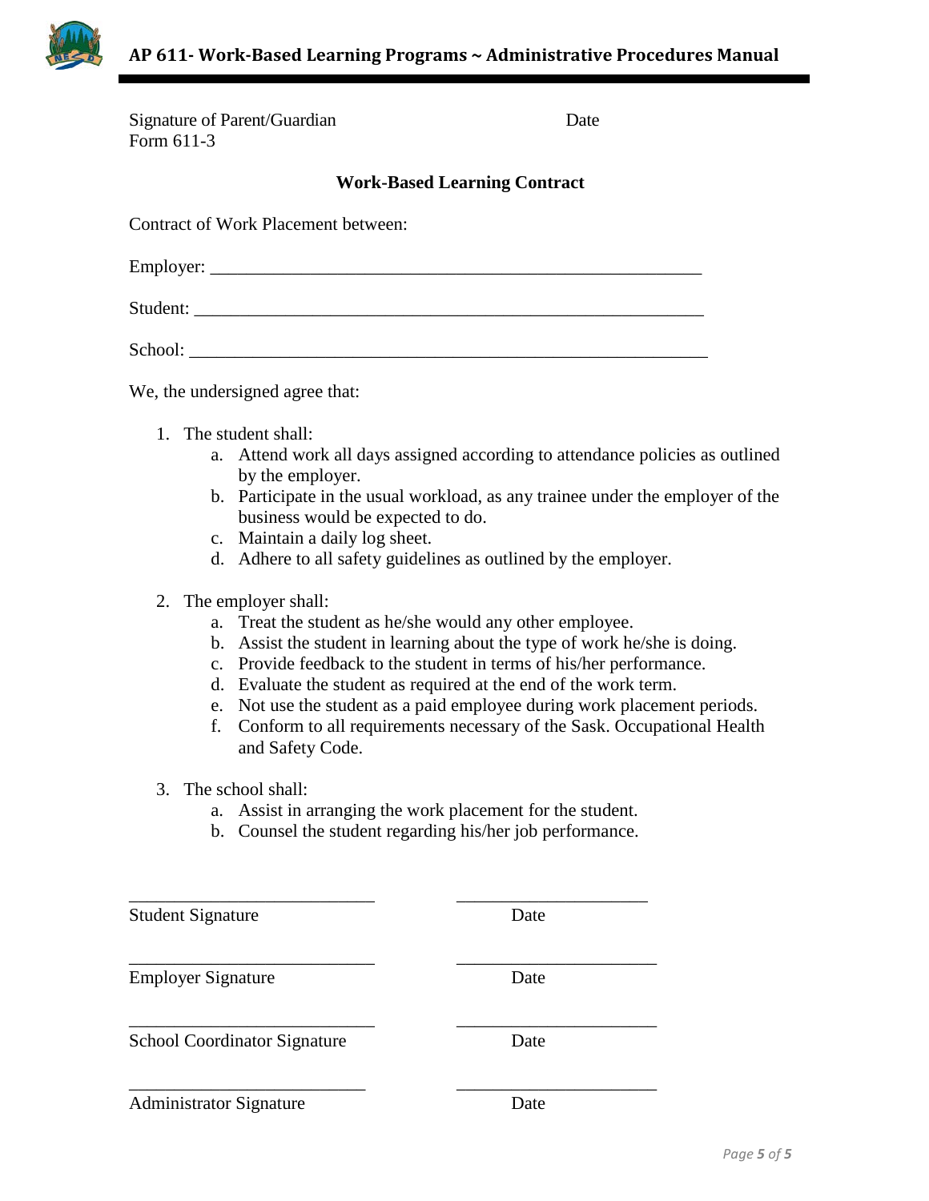Signature of Parent/Guardian                                    Date

Form 611-3

**Work-Based Learning Contract**

Contract of Work Placement between:

Employer: ______________________________________________________

Student: ________________________________________________________

School: _________________________________________________________

We, the undersigned agree that:

1. The student shall:
    a. Attend work all days assigned according to attendance policies as outlined by the employer.
    b. Participate in the usual workload, as any trainee under the employer of the business would be expected to do.
    c. Maintain a daily log sheet.
    d. Adhere to all safety guidelines as outlined by the employer.

2. The employer shall:
    a. Treat the student as he/she would any other employee.
    b. Assist the student in learning about the type of work he/she is doing.
    c. Provide feedback to the student in terms of his/her performance.
    d. Evaluate the student as required at the end of the work term.
    e. Not use the student as a paid employee during work placement periods.
    f. Conform to all requirements necessary of the Sask. Occupational Health and Safety Code.

3. The school shall:
    a. Assist in arranging the work placement for the student.
    b. Counsel the student regarding his/her job performance.

___________________________          ____________________

Student Signature                                        Date

___________________________          ____________________

Employer Signature                                       Date

___________________________          ____________________

School Coordinator Signature                      Date

___________________________          ____________________

Administrator Signature                              Date